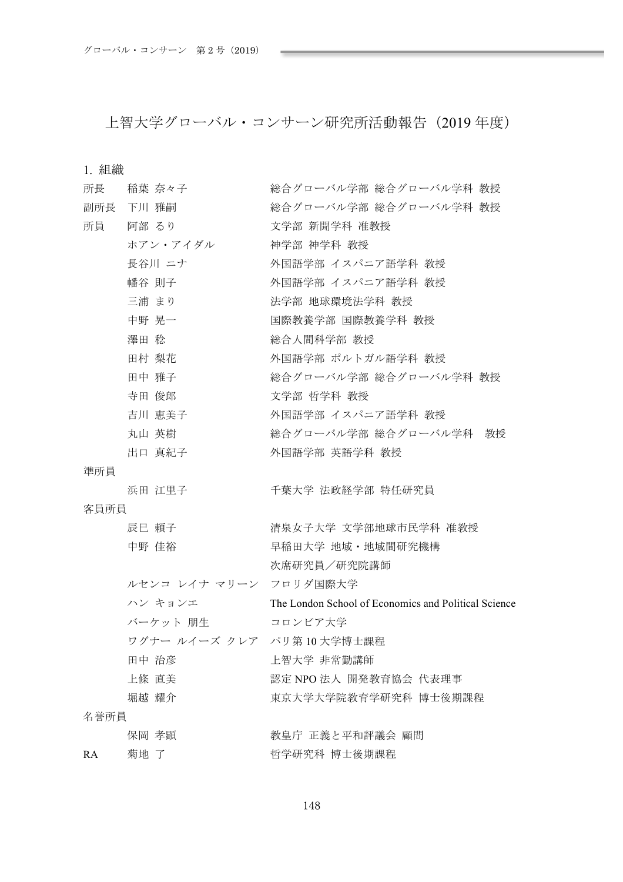# 上智大学グローバル・コンサーン研究所活動報告（2019 年度）

## 1. 組織

| | | |
|---|---|---|
| 所長 | 稲葉 奈々子 | 総合グローバル学部 総合グローバル学科 教授 |
| 副所長 | 下川 雅嗣 | 総合グローバル学部 総合グローバル学科 教授 |
| 所員 | 阿部 るり | 文学部 新聞学科 准教授 |
| | ホアン・アイダル | 神学部 神学科 教授 |
| | 長谷川 ニナ | 外国語学部 イスパニア語学科 教授 |
| | 幡谷 則子 | 外国語学部 イスパニア語学科 教授 |
| | 三浦 まり | 法学部 地球環境法学科 教授 |
| | 中野 晃一 | 国際教養学部 国際教養学科 教授 |
| | 澤田 稔 | 総合人間科学部 教授 |
| | 田村 梨花 | 外国語学部 ポルトガル語学科 教授 |
| | 田中 雅子 | 総合グローバル学部 総合グローバル学科 教授 |
| | 寺田 俊郎 | 文学部 哲学科 教授 |
| | 吉川 恵美子 | 外国語学部 イスパニア語学科 教授 |
| | 丸山 英樹 | 総合グローバル学部 総合グローバル学科　教授 |
| | 出口 真紀子 | 外国語学部 英語学科 教授 |
| 準所員 | | |
| | 浜田 江里子 | 千葉大学 法政経学部 特任研究員 |
| 客員所員 | | |
| | 辰巳 頼子 | 清泉女子大学 文学部地球市民学科 准教授 |
| | 中野 佳裕 | 早稲田大学 地域・地域間研究機構 次席研究員／研究院講師 |
| | ルセンコ レイナ マリーン | フロリダ国際大学 |
| | ハン キョンエ | The London School of Economics and Political Science |
| | バーケット 朋生 | コロンビア大学 |
| | ワグナー ルイーズ クレア | パリ第 10 大学博士課程 |
| | 田中 治彦 | 上智大学 非常勤講師 |
| | 上條 直美 | 認定 NPO 法人 開発教育協会 代表理事 |
| | 堀越 耀介 | 東京大学大学院教育学研究科 博士後期課程 |
| 名誉所員 | | |
| | 保岡 孝顕 | 教皇庁 正義と平和評議会 顧問 |
| RA | 菊地 了 | 哲学研究科 博士後期課程 |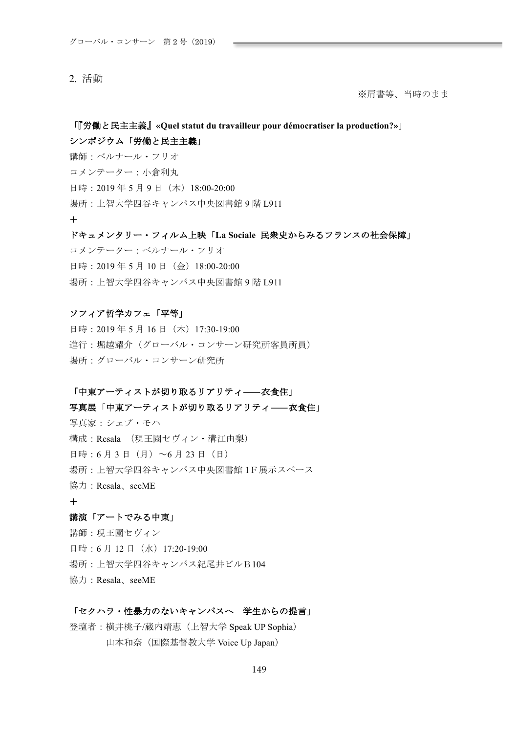## 2. 活動

※肩書等、当時のまま

**「『労働と民主主義』«Quel statut du travailleur pour démocratiser la production?»」**

**シンポジウム「労働と民主主義」**

講師：ベルナール・フリオ

コメンテーター：小倉利丸

日時：2019 年 5 月 9 日（木）18:00-20:00

場所：上智大学四谷キャンパス中央図書館 9 階 L911

＋

**ドキュメンタリー・フィルム上映「La Sociale 民衆史からみるフランスの社会保障」**

コメンテーター：ベルナール・フリオ

日時：2019 年 5 月 10 日（金）18:00-20:00

場所：上智大学四谷キャンパス中央図書館 9 階 L911

**ソフィア哲学カフェ「平等」**

日時：2019 年 5 月 16 日（木）17:30-19:00

進行：堀越耀介（グローバル・コンサーン研究所客員所員）

場所：グローバル・コンサーン研究所

**「中東アーティストが切り取るリアリティ――衣食住」**

**写真展「中東アーティストが切り取るリアリティ――衣食住」**

写真家：シェブ・モハ

構成：Resala （現王園セヴィン・溝江由梨）

日時：6 月 3 日（月）～6 月 23 日（日）

場所：上智大学四谷キャンパス中央図書館 1 F 展示スペース

協力：Resala、seeME

＋

**講演「アートでみる中東」**

講師：現王園セヴィン

日時：6 月 12 日（水）17:20-19:00

場所：上智大学四谷キャンパス紀尾井ビル B 104

協力：Resala、seeME

**「セクハラ・性暴力のないキャンパスへ　学生からの提言」**

登壇者：横井桃子/蔵内靖恵（上智大学 Speak UP Sophia）
　　　　山本和奈（国際基督教大学 Voice Up Japan）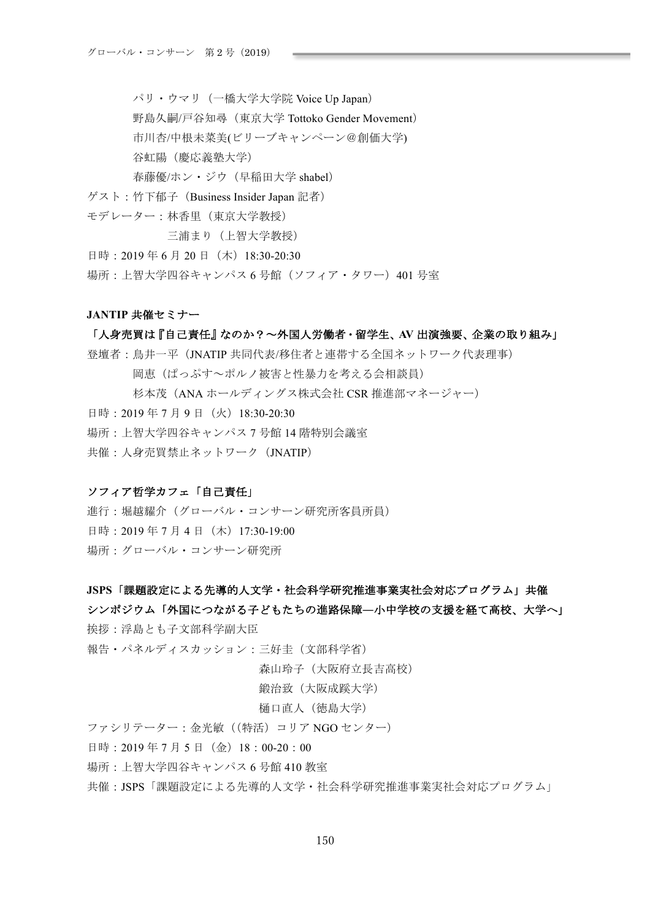パリ・ウマリ（一橋大学大学院 Voice Up Japan）

野島久嗣/戸谷知尋（東京大学 Tottoko Gender Movement）

市川杏/中根未菜美(ビリーブキャンペーン＠創価大学)

谷虹陽（慶応義塾大学）

春藤優/ホン・ジウ（早稲田大学 shabel）

ゲスト：竹下郁子（Business Insider Japan 記者）

モデレーター：林香里（東京大学教授）

三浦まり（上智大学教授）

日時：2019 年 6 月 20 日（木）18:30-20:30

場所：上智大学四谷キャンパス 6 号館（ソフィア・タワー）401 号室

**JANTIP 共催セミナー**

**「人身売買は『自己責任』なのか？〜外国人労働者・留学生、AV 出演強要、企業の取り組み」**

登壇者：鳥井一平（JNATIP 共同代表/移住者と連帯する全国ネットワーク代表理事）

岡恵（ぱっぷす〜ポルノ被害と性暴力を考える会相談員）

杉本茂（ANA ホールディングス株式会社 CSR 推進部マネージャー）

日時：2019 年 7 月 9 日（火）18:30-20:30

場所：上智大学四谷キャンパス 7 号館 14 階特別会議室

共催：人身売買禁止ネットワーク（JNATIP）

**ソフィア哲学カフェ「自己責任」**

進行：堀越耀介（グローバル・コンサーン研究所客員所員）

日時：2019 年 7 月 4 日（木）17:30-19:00

場所：グローバル・コンサーン研究所

**JSPS「課題設定による先導的人文学・社会科学研究推進事業実社会対応プログラム」共催**

**シンポジウム「外国につながる子どもたちの進路保障―小中学校の支援を経て高校、大学へ」**

挨拶：浮島とも子文部科学副大臣

報告・パネルディスカッション：三好圭（文部科学省）

森山玲子（大阪府立長吉高校）

鍛治致（大阪成蹊大学）

樋口直人（徳島大学）

ファシリテーター：金光敏（(特活）コリア NGO センター）

日時：2019 年 7 月 5 日（金）18：00-20：00

場所：上智大学四谷キャンパス 6 号館 410 教室

共催：JSPS「課題設定による先導的人文学・社会科学研究推進事業実社会対応プログラム」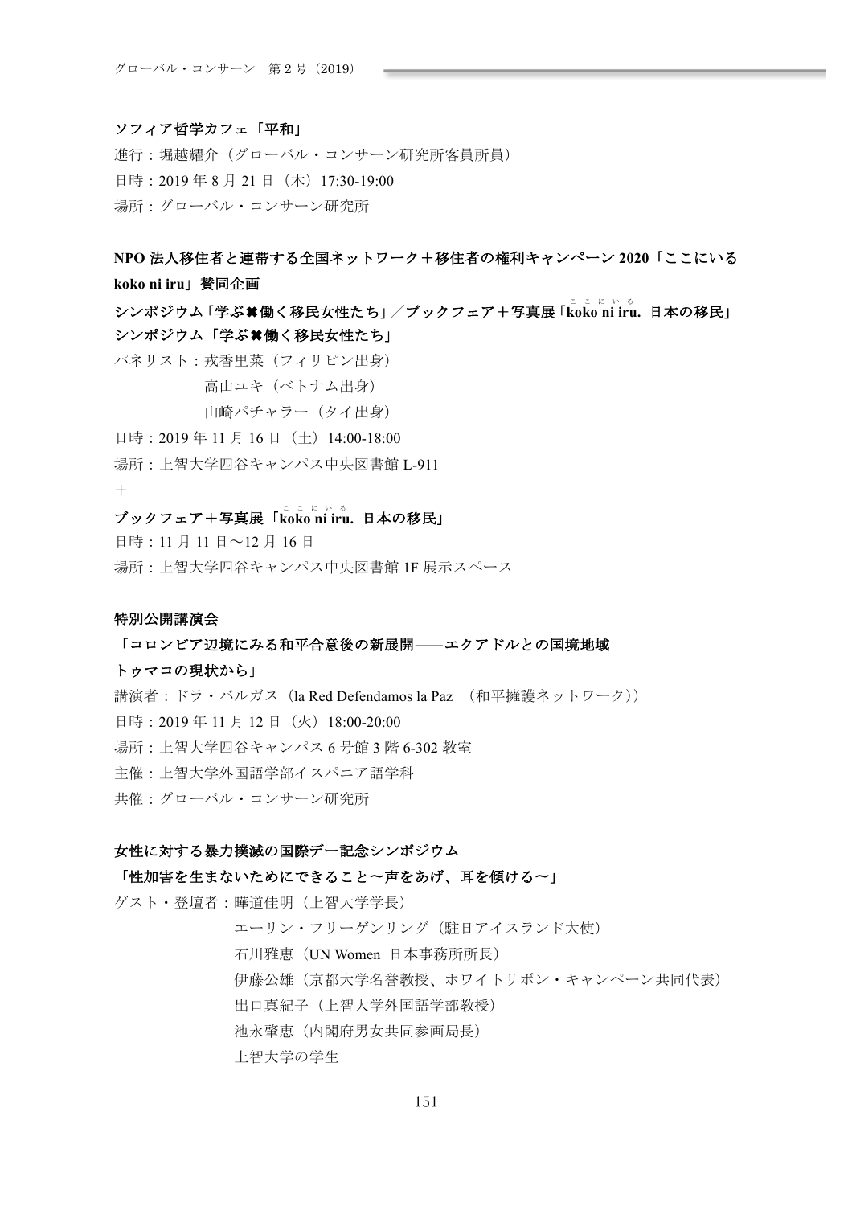**ソフィア哲学カフェ「平和」**

進行：堀越耀介（グローバル・コンサーン研究所客員所員）

日時：2019 年 8 月 21 日（木）17:30-19:00

場所：グローバル・コンサーン研究所

**NPO 法人移住者と連帯する全国ネットワーク＋移住者の権利キャンペーン 2020「ここにいる koko ni iru」賛同企画**

**シンポジウム「学ぶ✖働く移民女性たち」／ブックフェア＋写真展「koko ni iru. 日本の移民」**

**シンポジウム「学ぶ✖働く移民女性たち」**

パネリスト：戎香里菜（フィリピン出身）

高山ユキ（ベトナム出身）

山崎パチャラー（タイ出身）

日時：2019 年 11 月 16 日（土）14:00-18:00

場所：上智大学四谷キャンパス中央図書館 L-911

＋

**ブックフェア＋写真展「koko ni iru. 日本の移民」**

日時：11 月 11 日～12 月 16 日

場所：上智大学四谷キャンパス中央図書館 1F 展示スペース

**特別公開講演会**

**「コロンビア辺境にみる和平合意後の新展開――エクアドルとの国境地域トゥマコの現状から」**

講演者：ドラ・バルガス（la Red Defendamos la Paz （和平擁護ネットワーク））

日時：2019 年 11 月 12 日（火）18:00-20:00

場所：上智大学四谷キャンパス 6 号館 3 階 6-302 教室

主催：上智大学外国語学部イスパニア語学科

共催：グローバル・コンサーン研究所

**女性に対する暴力撲滅の国際デー記念シンポジウム**

**「性加害を生まないためにできること～声をあげ、耳を傾ける～」**

ゲスト・登壇者：曄道佳明（上智大学学長）

エーリン・フリーゲンリング（駐日アイスランド大使）

石川雅恵（UN Women 日本事務所所長）

伊藤公雄（京都大学名誉教授、ホワイトリボン・キャンペーン共同代表）

出口真紀子（上智大学外国語学部教授）

池永肇恵（内閣府男女共同参画局長）

上智大学の学生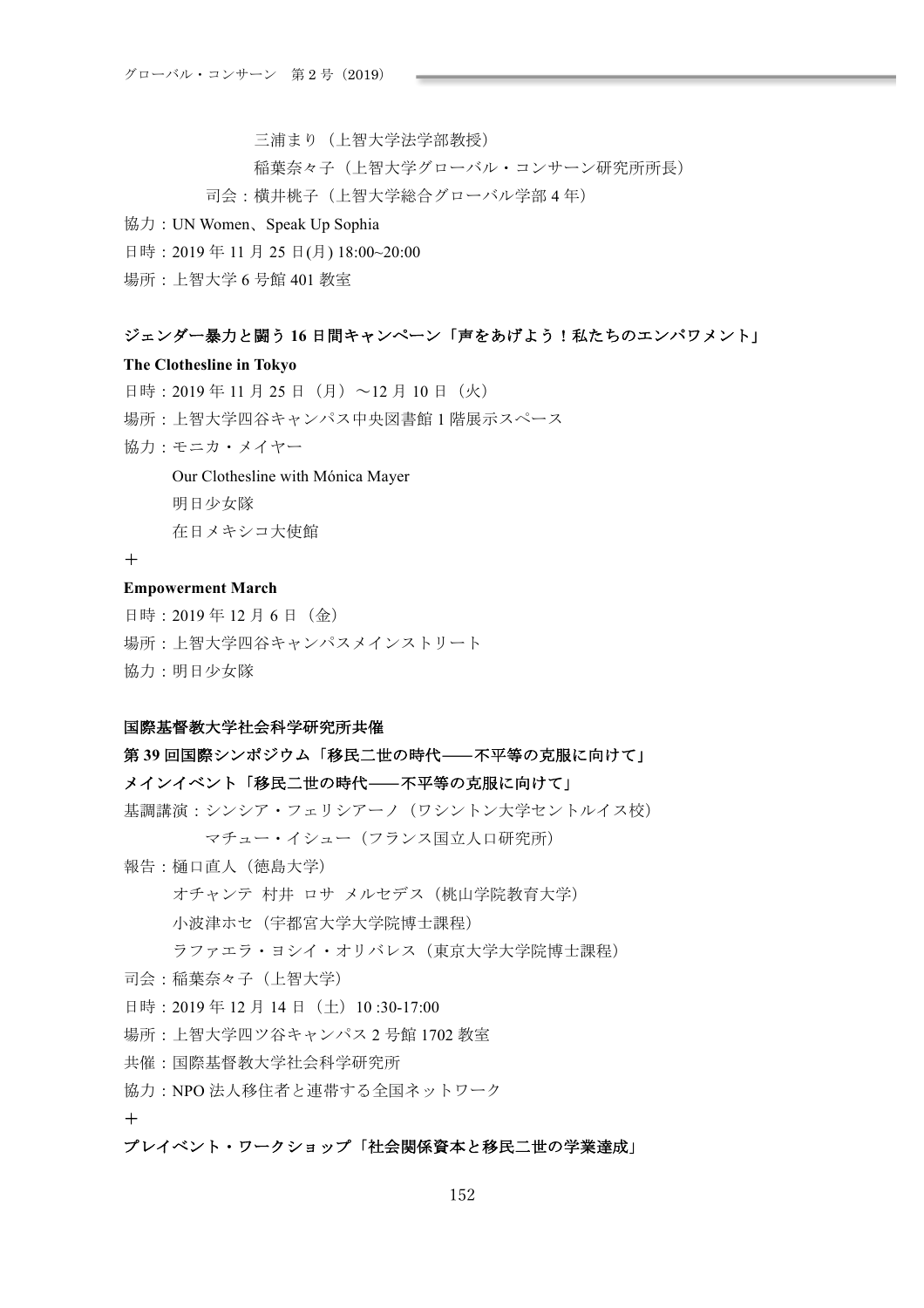三浦まり（上智大学法学部教授）

稲葉奈々子（上智大学グローバル・コンサーン研究所所長）

司会：横井桃子（上智大学総合グローバル学部 4 年）

協力：UN Women、Speak Up Sophia

日時：2019 年 11 月 25 日(月) 18:00~20:00

場所：上智大学 6 号館 401 教室

**ジェンダー暴力と闘う 16 日間キャンペーン「声をあげよう！私たちのエンパワメント」**

**The Clothesline in Tokyo**

日時：2019 年 11 月 25 日（月）～12 月 10 日（火）

場所：上智大学四谷キャンパス中央図書館 1 階展示スペース

協力：モニカ・メイヤー

Our Clothesline with Mónica Mayer

明日少女隊

在日メキシコ大使館

＋

**Empowerment March**

日時：2019 年 12 月 6 日（金）

場所：上智大学四谷キャンパスメインストリート

協力：明日少女隊

**国際基督教大学社会科学研究所共催**

**第 39 回国際シンポジウム「移民二世の時代——不平等の克服に向けて」**

**メインイベント「移民二世の時代——不平等の克服に向けて」**

基調講演：シンシア・フェリシアーノ（ワシントン大学セントルイス校）

マチュー・イシュー（フランス国立人口研究所）

報告：樋口直人（徳島大学）

オチャンテ　村井　ロサ　メルセデス（桃山学院教育大学）

小波津ホセ（宇都宮大学大学院博士課程）

ラファエラ・ヨシイ・オリバレス（東京大学大学院博士課程）

司会：稲葉奈々子（上智大学）

日時：2019 年 12 月 14 日（土）10 :30-17:00

場所：上智大学四ツ谷キャンパス 2 号館 1702 教室

共催：国際基督教大学社会科学研究所

協力：NPO 法人移住者と連帯する全国ネットワーク

＋

**プレイベント・ワークショップ「社会関係資本と移民二世の学業達成」**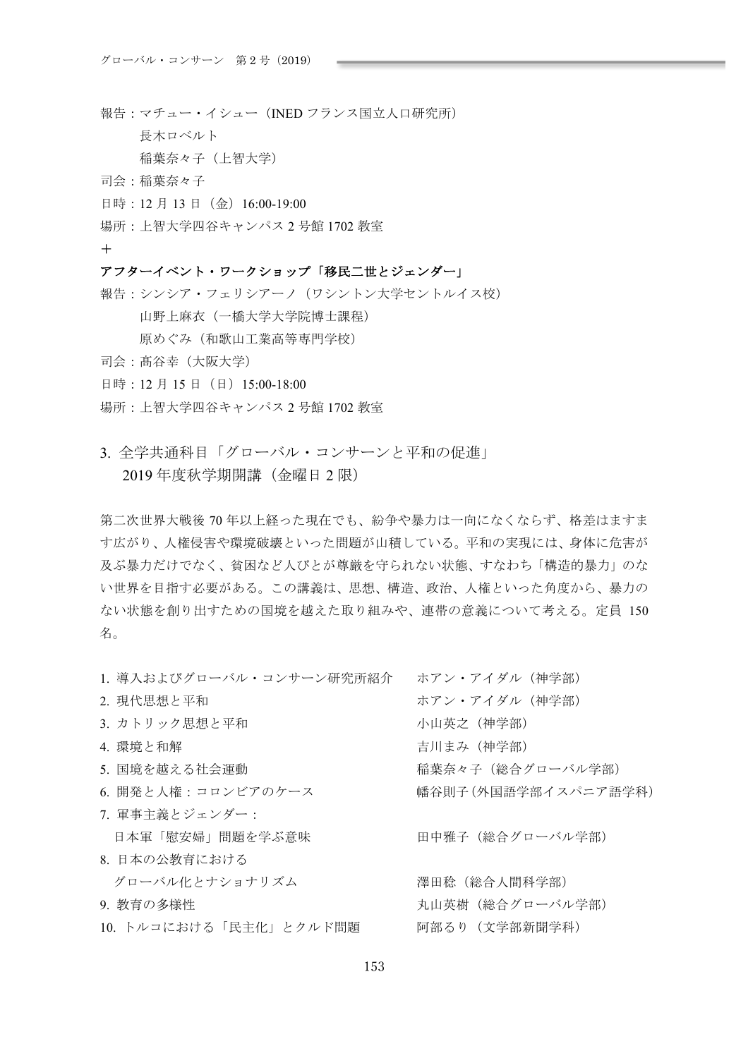報告：マチュー・イシュー（INED フランス国立人口研究所）
　　　長木ロベルト
　　　稲葉奈々子（上智大学）
司会：稲葉奈々子
日時：12 月 13 日（金）16:00-19:00
場所：上智大学四谷キャンパス 2 号館 1702 教室

＋

**アフターイベント・ワークショップ「移民二世とジェンダー」**

報告：シンシア・フェリシアーノ（ワシントン大学セントルイス校）
　　　山野上麻衣（一橋大学大学院博士課程）
　　　原めぐみ（和歌山工業高等専門学校）
司会：髙谷幸（大阪大学）
日時：12 月 15 日（日）15:00-18:00
場所：上智大学四谷キャンパス 2 号館 1702 教室

## 3. 全学共通科目「グローバル・コンサーンと平和の促進」2019 年度秋学期開講（金曜日 2 限）

第二次世界大戦後 70 年以上経った現在でも、紛争や暴力は一向になくならず、格差はますます広がり、人権侵害や環境破壊といった問題が山積している。平和の実現には、身体に危害が及ぶ暴力だけでなく、貧困など人びとが尊厳を守られない状態、すなわち「構造的暴力」のない世界を目指す必要がある。この講義は、思想、構造、政治、人権といった角度から、暴力のない状態を創り出すための国境を越えた取り組みや、連帯の意義について考える。定員 150 名。

1. 導入およびグローバル・コンサーン研究所紹介　ホアン・アイダル（神学部）
2. 現代思想と平和　ホアン・アイダル（神学部）
3. カトリック思想と平和　小山英之（神学部）
4. 環境と和解　吉川まみ（神学部）
5. 国境を越える社会運動　稲葉奈々子（総合グローバル学部）
6. 開発と人権：コロンビアのケース　幡谷則子（外国語学部イスパニア語学科）
7. 軍事主義とジェンダー：日本軍「慰安婦」問題を学ぶ意味　田中雅子（総合グローバル学部）
8. 日本の公教育におけるグローバル化とナショナリズム　澤田稔（総合人間科学部）
9. 教育の多様性　丸山英樹（総合グローバル学部）
10. トルコにおける「民主化」とクルド問題　阿部るり（文学部新聞学科）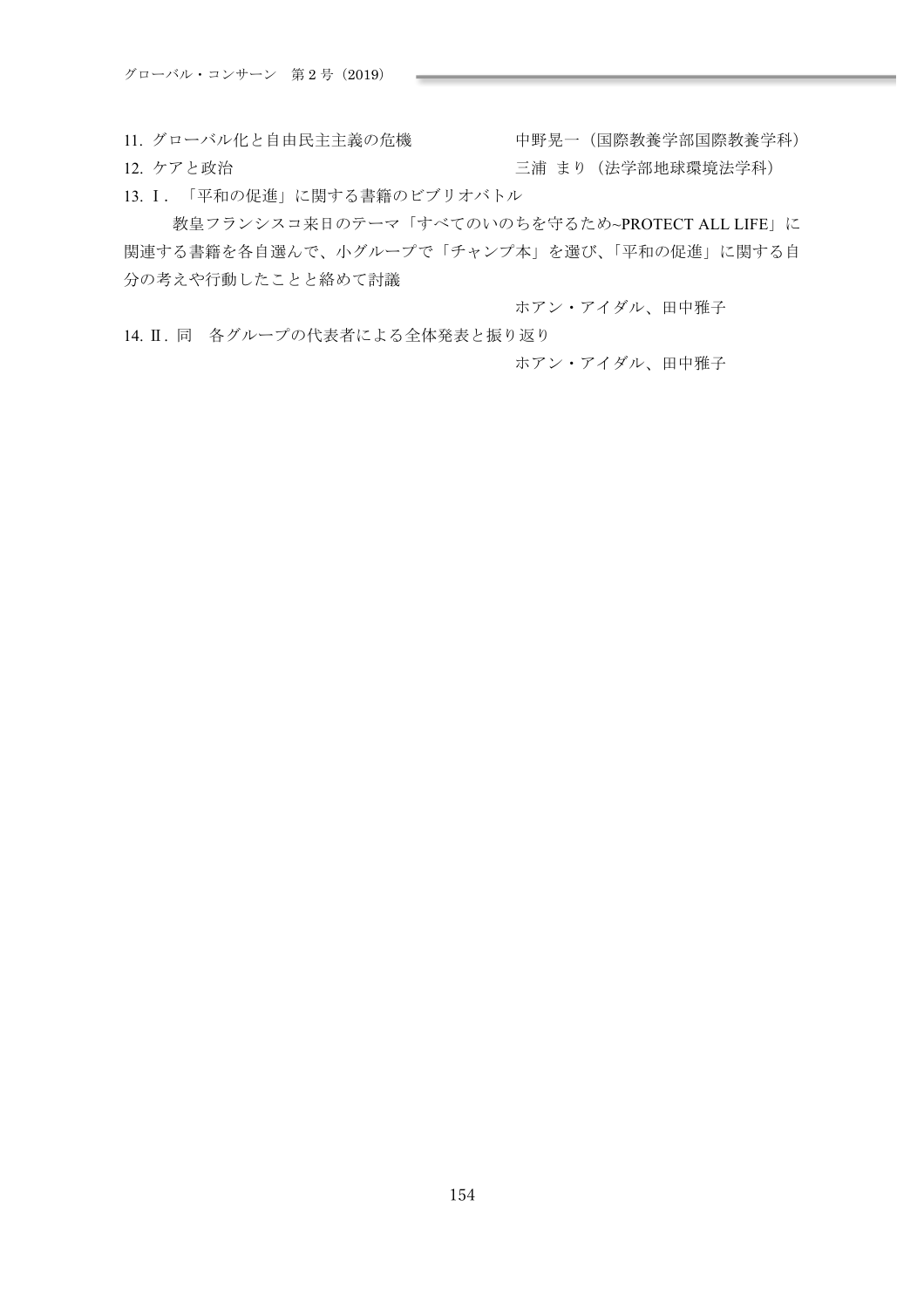11. グローバル化と自由民主主義の危機　　　　　　中野晃一（国際教養学部国際教養学科）

12. ケアと政治　　　　　　　　　　　　　　　　　三浦 まり（法学部地球環境法学科）

13. Ⅰ. 「平和の促進」に関する書籍のビブリオバトル

　　教皇フランシスコ来日のテーマ「すべてのいのちを守るため~PROTECT ALL LIFE」に関連する書籍を各自選んで、小グループで「チャンプ本」を選び、「平和の促進」に関する自分の考えや行動したことと絡めて討議

ホアン・アイダル、田中雅子

14. Ⅱ. 同　各グループの代表者による全体発表と振り返り

ホアン・アイダル、田中雅子